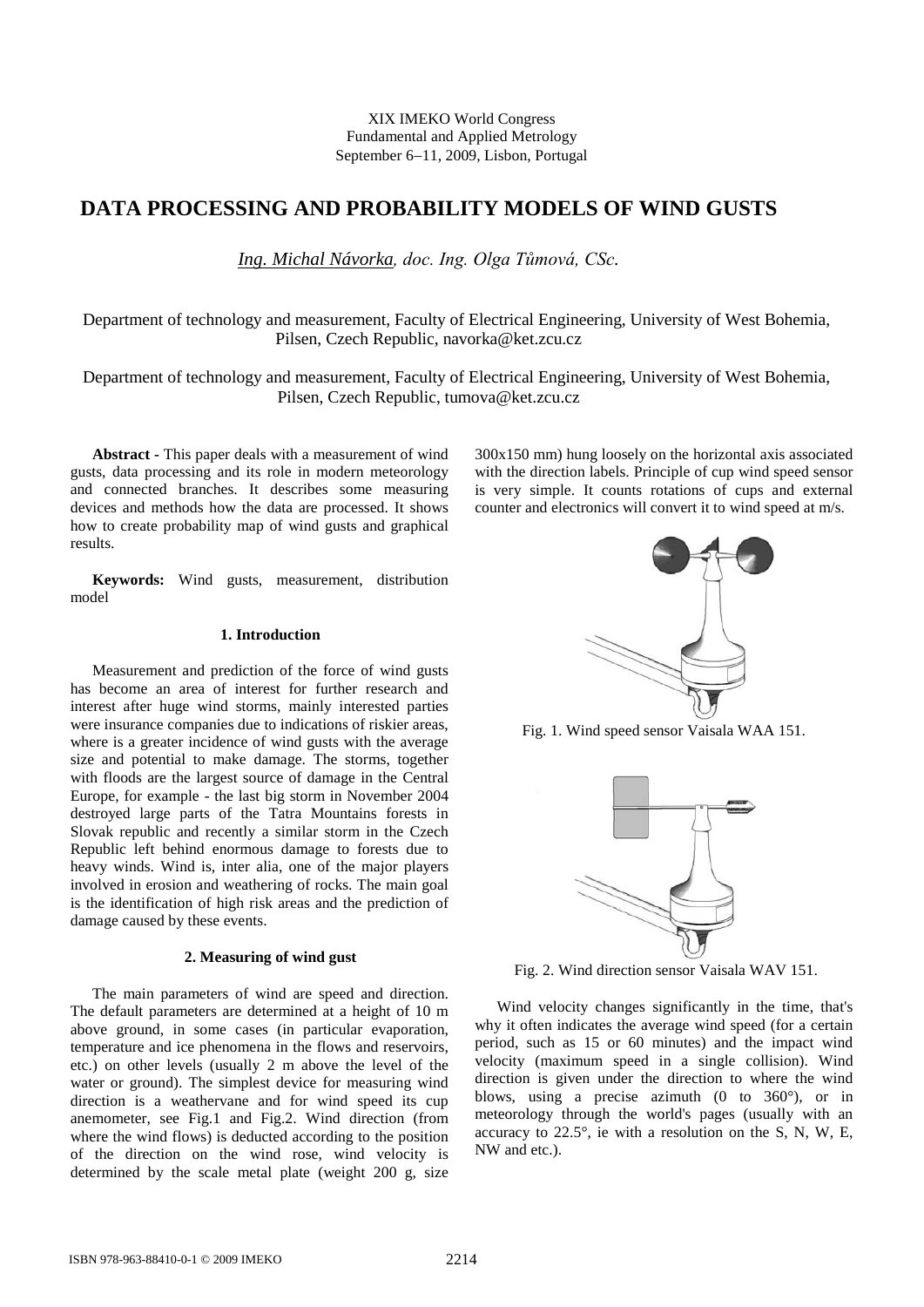XIX IMEKO World Congress
Fundamental and Applied Metrology
September 6−11, 2009, Lisbon, Portugal

# DATA PROCESSING AND PROBABILITY MODELS OF WIND GUSTS

*Ing. Michal Návorka, doc. Ing. Olga Tůmová, CSc.*

Department of technology and measurement, Faculty of Electrical Engineering, University of West Bohemia, Pilsen, Czech Republic, navorka@ket.zcu.cz

Department of technology and measurement, Faculty of Electrical Engineering, University of West Bohemia, Pilsen, Czech Republic, tumova@ket.zcu.cz

**Abstract** - This paper deals with a measurement of wind gusts, data processing and its role in modern meteorology and connected branches. It describes some measuring devices and methods how the data are processed. It shows how to create probability map of wind gusts and graphical results.

**Keywords:** Wind gusts, measurement, distribution model

## 1. Introduction

Measurement and prediction of the force of wind gusts has become an area of interest for further research and interest after huge wind storms, mainly interested parties were insurance companies due to indications of riskier areas, where is a greater incidence of wind gusts with the average size and potential to make damage. The storms, together with floods are the largest source of damage in the Central Europe, for example - the last big storm in November 2004 destroyed large parts of the Tatra Mountains forests in Slovak republic and recently a similar storm in the Czech Republic left behind enormous damage to forests due to heavy winds. Wind is, inter alia, one of the major players involved in erosion and weathering of rocks. The main goal is the identification of high risk areas and the prediction of damage caused by these events.

## 2. Measuring of wind gust

The main parameters of wind are speed and direction. The default parameters are determined at a height of 10 m above ground, in some cases (in particular evaporation, temperature and ice phenomena in the flows and reservoirs, etc.) on other levels (usually 2 m above the level of the water or ground). The simplest device for measuring wind direction is a weathervane and for wind speed its cup anemometer, see Fig.1 and Fig.2. Wind direction (from where the wind flows) is deducted according to the position of the direction on the wind rose, wind velocity is determined by the scale metal plate (weight 200 g, size 300x150 mm) hung loosely on the horizontal axis associated with the direction labels. Principle of cup wind speed sensor is very simple. It counts rotations of cups and external counter and electronics will convert it to wind speed at m/s.

Fig. 1. Wind speed sensor Vaisala WAA 151.

Fig. 2. Wind direction sensor Vaisala WAV 151.

Wind velocity changes significantly in the time, that's why it often indicates the average wind speed (for a certain period, such as 15 or 60 minutes) and the impact wind velocity (maximum speed in a single collision). Wind direction is given under the direction to where the wind blows, using a precise azimuth (0 to 360°), or in meteorology through the world's pages (usually with an accuracy to 22.5°, ie with a resolution on the S, N, W, E, NW and etc.).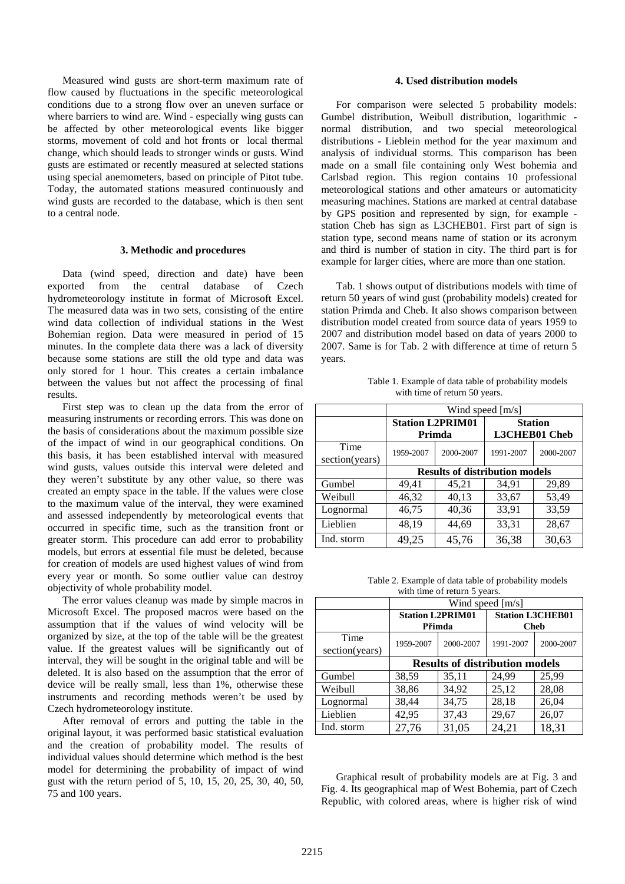Measured wind gusts are short-term maximum rate of flow caused by fluctuations in the specific meteorological conditions due to a strong flow over an uneven surface or where barriers to wind are. Wind - especially wing gusts can be affected by other meteorological events like bigger storms, movement of cold and hot fronts or local thermal change, which should leads to stronger winds or gusts. Wind gusts are estimated or recently measured at selected stations using special anemometers, based on principle of Pitot tube. Today, the automated stations measured continuously and wind gusts are recorded to the database, which is then sent to a central node.

### 3. Methodic and procedures

Data (wind speed, direction and date) have been exported from the central database of Czech hydrometeorology institute in format of Microsoft Excel. The measured data was in two sets, consisting of the entire wind data collection of individual stations in the West Bohemian region. Data were measured in period of 15 minutes. In the complete data there was a lack of diversity because some stations are still the old type and data was only stored for 1 hour. This creates a certain imbalance between the values but not affect the processing of final results.

First step was to clean up the data from the error of measuring instruments or recording errors. This was done on the basis of considerations about the maximum possible size of the impact of wind in our geographical conditions. On this basis, it has been established interval with measured wind gusts, values outside this interval were deleted and they weren't substitute by any other value, so there was created an empty space in the table. If the values were close to the maximum value of the interval, they were examined and assessed independently by meteorological events that occurred in specific time, such as the transition front or greater storm. This procedure can add error to probability models, but errors at essential file must be deleted, because for creation of models are used highest values of wind from every year or month. So some outlier value can destroy objectivity of whole probability model.

The error values cleanup was made by simple macros in Microsoft Excel. The proposed macros were based on the assumption that if the values of wind velocity will be organized by size, at the top of the table will be the greatest value. If the greatest values will be significantly out of interval, they will be sought in the original table and will be deleted. It is also based on the assumption that the error of device will be really small, less than 1%, otherwise these instruments and recording methods weren't be used by Czech hydrometeorology institute.

After removal of errors and putting the table in the original layout, it was performed basic statistical evaluation and the creation of probability model. The results of individual values should determine which method is the best model for determining the probability of impact of wind gust with the return period of 5, 10, 15, 20, 25, 30, 40, 50, 75 and 100 years.

### 4. Used distribution models

For comparison were selected 5 probability models: Gumbel distribution, Weibull distribution, logarithmic - normal distribution, and two special meteorological distributions - Lieblein method for the year maximum and analysis of individual storms. This comparison has been made on a small file containing only West bohemia and Carlsbad region. This region contains 10 professional meteorological stations and other amateurs or automaticity measuring machines. Stations are marked at central database by GPS position and represented by sign, for example - station Cheb has sign as L3CHEB01. First part of sign is station type, second means name of station or its acronym and third is number of station in city. The third part is for example for larger cities, where are more than one station.

Tab. 1 shows output of distributions models with time of return 50 years of wind gust (probability models) created for station Primda and Cheb. It also shows comparison between distribution model created from source data of years 1959 to 2007 and distribution model based on data of years 2000 to 2007. Same is for Tab. 2 with difference at time of return 5 years.

Table 1. Example of data table of probability models with time of return 50 years.

| | Wind speed [m/s] | | | |
|---|---|---|---|---|
| | **Station L2PRIM01 Primda** | | **Station L3CHEB01 Cheb** | |
| Time section(years) | 1959-2007 | 2000-2007 | 1991-2007 | 2000-2007 |
| | **Results of distribution models** | | | |
| Gumbel | 49,41 | 45,21 | 34,91 | 29,89 |
| Weibull | 46,32 | 40,13 | 33,67 | 53,49 |
| Lognormal | 46,75 | 40,36 | 33,91 | 33,59 |
| Lieblien | 48,19 | 44,69 | 33,31 | 28,67 |
| Ind. storm | 49,25 | 45,76 | 36,38 | 30,63 |

Table 2. Example of data table of probability models with time of return 5 years.

| | Wind speed [m/s] | | | |
|---|---|---|---|---|
| | **Station L2PRIM01 Přimda** | | **Station L3CHEB01 Cheb** | |
| Time section(years) | 1959-2007 | 2000-2007 | 1991-2007 | 2000-2007 |
| | **Results of distribution models** | | | |
| Gumbel | 38,59 | 35,11 | 24,99 | 25,99 |
| Weibull | 38,86 | 34,92 | 25,12 | 28,08 |
| Lognormal | 38,44 | 34,75 | 28,18 | 26,04 |
| Lieblien | 42,95 | 37,43 | 29,67 | 26,07 |
| Ind. storm | 27,76 | 31,05 | 24,21 | 18,31 |

Graphical result of probability models are at Fig. 3 and Fig. 4. Its geographical map of West Bohemia, part of Czech Republic, with colored areas, where is higher risk of wind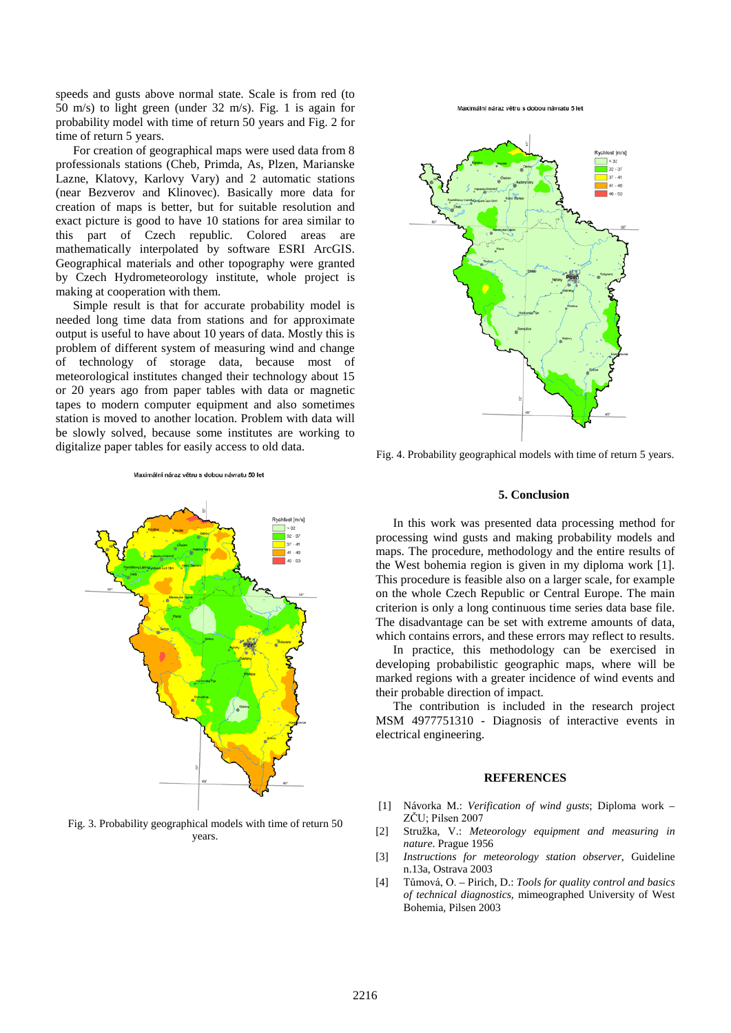speeds and gusts above normal state. Scale is from red (to 50 m/s) to light green (under 32 m/s). Fig. 1 is again for probability model with time of return 50 years and Fig. 2 for time of return 5 years.

For creation of geographical maps were used data from 8 professionals stations (Cheb, Primda, As, Plzen, Marianske Lazne, Klatovy, Karlovy Vary) and 2 automatic stations (near Bezverov and Klinovec). Basically more data for creation of maps is better, but for suitable resolution and exact picture is good to have 10 stations for area similar to this part of Czech republic. Colored areas are mathematically interpolated by software ESRI ArcGIS. Geographical materials and other topography were granted by Czech Hydrometeorology institute, whole project is making at cooperation with them.

Simple result is that for accurate probability model is needed long time data from stations and for approximate output is useful to have about 10 years of data. Mostly this is problem of different system of measuring wind and change of technology of storage data, because most of meteorological institutes changed their technology about 15 or 20 years ago from paper tables with data or magnetic tapes to modern computer equipment and also sometimes station is moved to another location. Problem with data will be slowly solved, because some institutes are working to digitalize paper tables for easily access to old data.

Maximální náraz větru s dobou návratu 50 let

Rychlost [m/s]
< 32
32 - 37
37 - 41
41 - 46
46 - 50

Fig. 3. Probability geographical models with time of return 50 years.

Maximální náraz větru s dobou návratu 5 let

Rychlost [m/s]
< 32
32 - 37
37 - 41
41 - 46
46 - 50

Fig. 4. Probability geographical models with time of return 5 years.

## 5. Conclusion

In this work was presented data processing method for processing wind gusts and making probability models and maps. The procedure, methodology and the entire results of the West bohemia region is given in my diploma work [1]. This procedure is feasible also on a larger scale, for example on the whole Czech Republic or Central Europe. The main criterion is only a long continuous time series data base file. The disadvantage can be set with extreme amounts of data, which contains errors, and these errors may reflect to results.

In practice, this methodology can be exercised in developing probabilistic geographic maps, where will be marked regions with a greater incidence of wind events and their probable direction of impact.

The contribution is included in the research project MSM 4977751310 - Diagnosis of interactive events in electrical engineering.

## REFERENCES

[1] Návorka M.: *Verification of wind gusts*; Diploma work – ZČU; Pilsen 2007

[2] Stružka, V.: *Meteorology equipment and measuring in nature.* Prague 1956

[3] *Instructions for meteorology station observer,* Guideline n.13a, Ostrava 2003

[4] Tůmová, O. – Pirich, D.: *Tools for quality control and basics of technical diagnostics,* mimeographed University of West Bohemia, Pilsen 2003